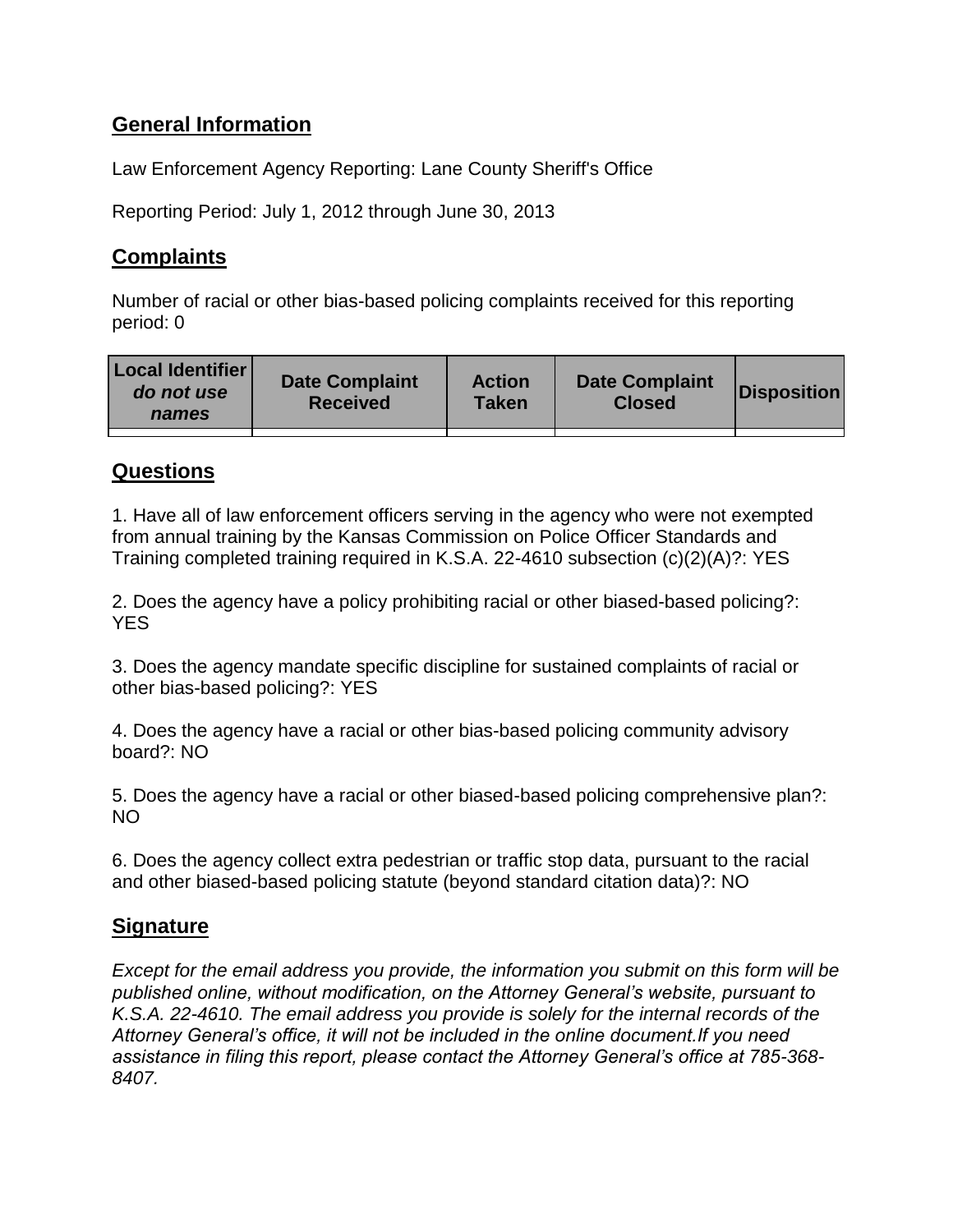## General Information

Law Enforcement Agency Reporting: Lane County Sheriff's Office

Reporting Period: July 1, 2012 through June 30, 2013

## Complaints

Number of racial or other bias-based policing complaints received for this reporting period: 0

| Local Identifier *do not use names* | Date Complaint Received | Action Taken | Date Complaint Closed | Disposition |
|---|---|---|---|---|
| | | | | |

## Questions

1. Have all of law enforcement officers serving in the agency who were not exempted from annual training by the Kansas Commission on Police Officer Standards and Training completed training required in K.S.A. 22-4610 subsection (c)(2)(A)?: YES

2. Does the agency have a policy prohibiting racial or other biased-based policing?: YES

3. Does the agency mandate specific discipline for sustained complaints of racial or other bias-based policing?: YES

4. Does the agency have a racial or other bias-based policing community advisory board?: NO

5. Does the agency have a racial or other biased-based policing comprehensive plan?: NO

6. Does the agency collect extra pedestrian or traffic stop data, pursuant to the racial and other biased-based policing statute (beyond standard citation data)?: NO

## Signature

*Except for the email address you provide, the information you submit on this form will be published online, without modification, on the Attorney General's website, pursuant to K.S.A. 22-4610. The email address you provide is solely for the internal records of the Attorney General's office, it will not be included in the online document.If you need assistance in filing this report, please contact the Attorney General's office at 785-368-8407.*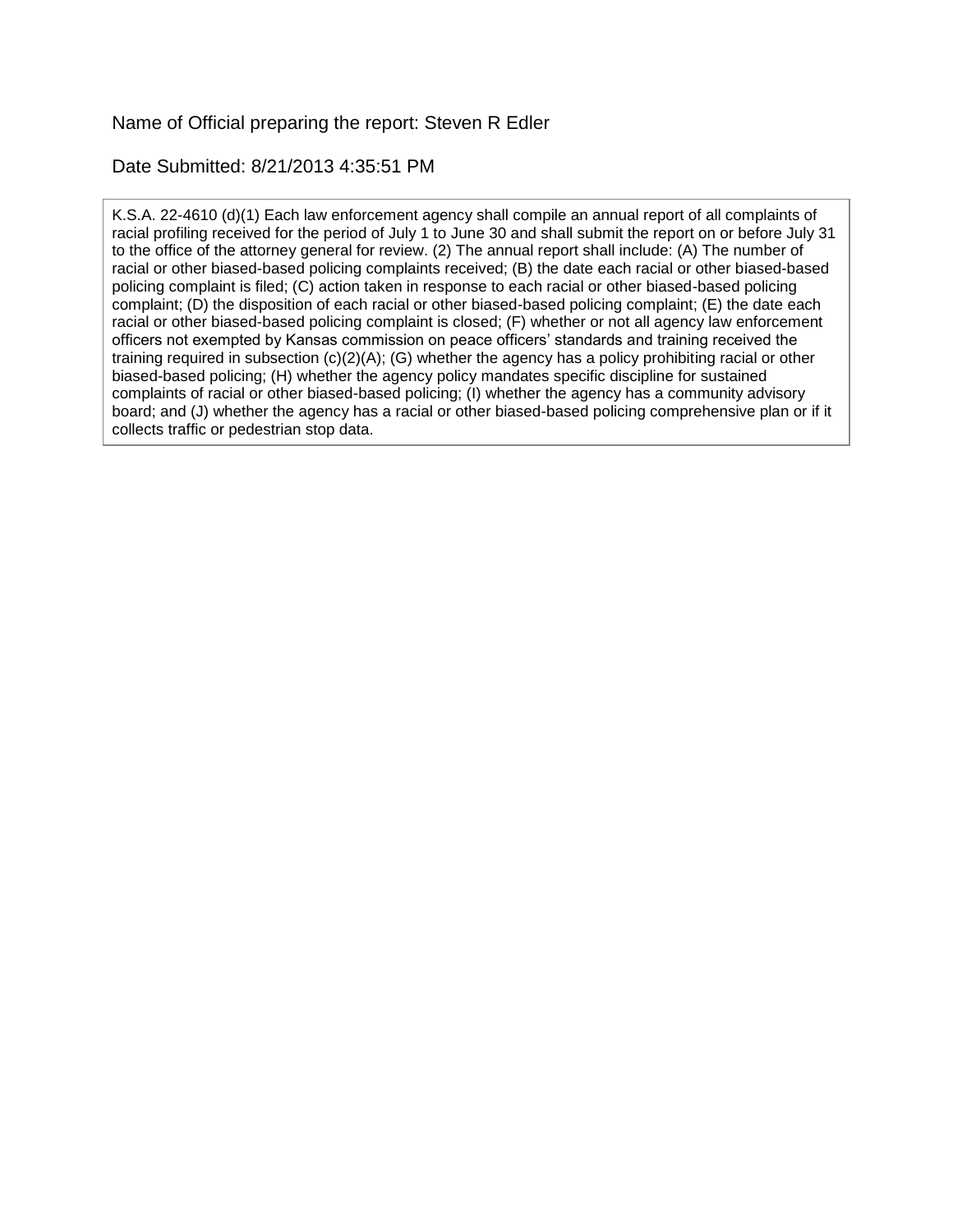Name of Official preparing the report: Steven R Edler

Date Submitted: 8/21/2013 4:35:51 PM

K.S.A. 22-4610 (d)(1) Each law enforcement agency shall compile an annual report of all complaints of racial profiling received for the period of July 1 to June 30 and shall submit the report on or before July 31 to the office of the attorney general for review. (2) The annual report shall include: (A) The number of racial or other biased-based policing complaints received; (B) the date each racial or other biased-based policing complaint is filed; (C) action taken in response to each racial or other biased-based policing complaint; (D) the disposition of each racial or other biased-based policing complaint; (E) the date each racial or other biased-based policing complaint is closed; (F) whether or not all agency law enforcement officers not exempted by Kansas commission on peace officers' standards and training received the training required in subsection (c)(2)(A); (G) whether the agency has a policy prohibiting racial or other biased-based policing; (H) whether the agency policy mandates specific discipline for sustained complaints of racial or other biased-based policing; (I) whether the agency has a community advisory board; and (J) whether the agency has a racial or other biased-based policing comprehensive plan or if it collects traffic or pedestrian stop data.